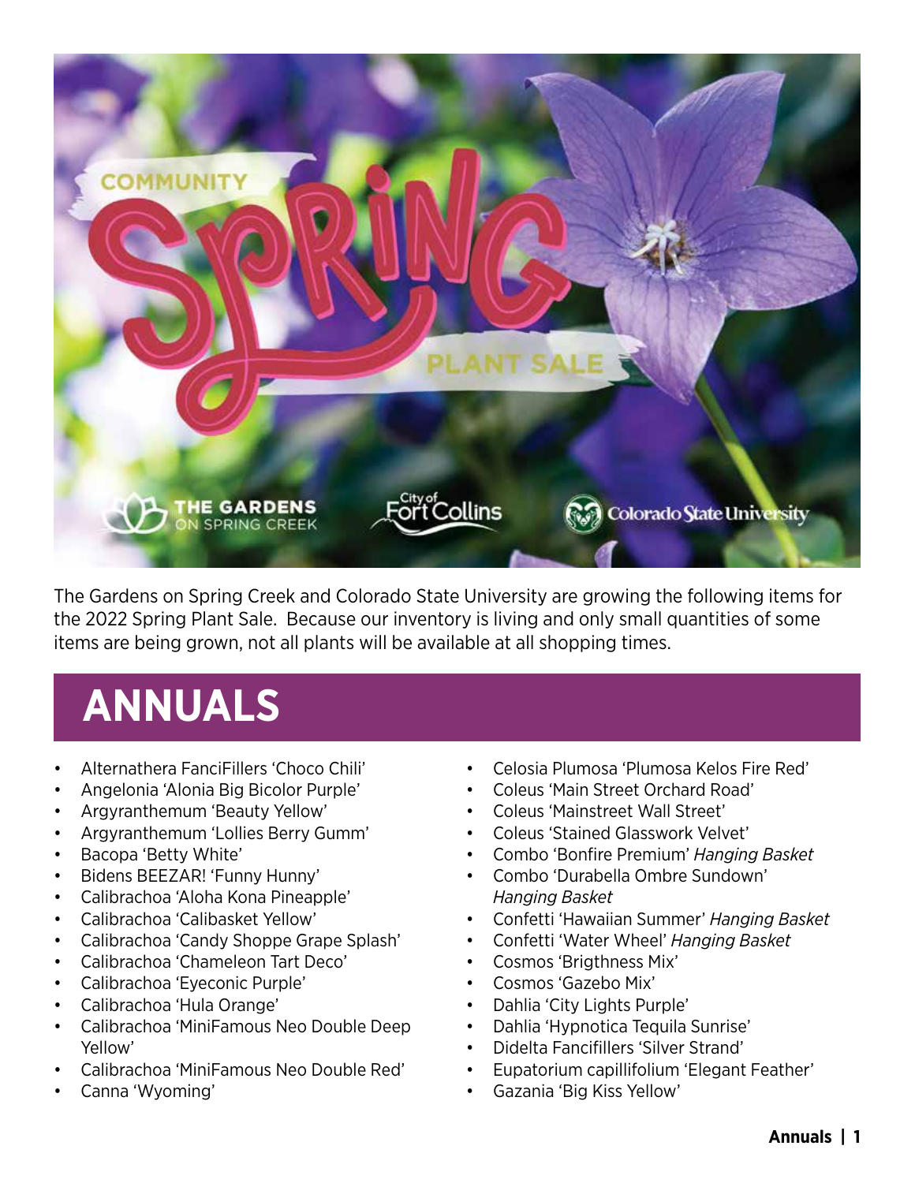COMMUNITY

# Spring

PLANT SALE

THE GARDENS ON SPRING CREEK | City of Fort Collins | Colorado State University

The Gardens on Spring Creek and Colorado State University are growing the following items for the 2022 Spring Plant Sale. Because our inventory is living and only small quantities of some items are being grown, not all plants will be available at all shopping times.

# ANNUALS

- Alternathera FanciFillers 'Choco Chili'
- Angelonia 'Alonia Big Bicolor Purple'
- Argyranthemum 'Beauty Yellow'
- Argyranthemum 'Lollies Berry Gumm'
- Bacopa 'Betty White'
- Bidens BEEZAR! 'Funny Hunny'
- Calibrachoa 'Aloha Kona Pineapple'
- Calibrachoa 'Calibasket Yellow'
- Calibrachoa 'Candy Shoppe Grape Splash'
- Calibrachoa 'Chameleon Tart Deco'
- Calibrachoa 'Eyeconic Purple'
- Calibrachoa 'Hula Orange'
- Calibrachoa 'MiniFamous Neo Double Deep Yellow'
- Calibrachoa 'MiniFamous Neo Double Red'
- Canna 'Wyoming'
- Celosia Plumosa 'Plumosa Kelos Fire Red'
- Coleus 'Main Street Orchard Road'
- Coleus 'Mainstreet Wall Street'
- Coleus 'Stained Glasswork Velvet'
- Combo 'Bonfire Premium' *Hanging Basket*
- Combo 'Durabella Ombre Sundown' *Hanging Basket*
- Confetti 'Hawaiian Summer' *Hanging Basket*
- Confetti 'Water Wheel' *Hanging Basket*
- Cosmos 'Brigthness Mix'
- Cosmos 'Gazebo Mix'
- Dahlia 'City Lights Purple'
- Dahlia 'Hypnotica Tequila Sunrise'
- Didelta Fancifillers 'Silver Strand'
- Eupatorium capillifolium 'Elegant Feather'
- Gazania 'Big Kiss Yellow'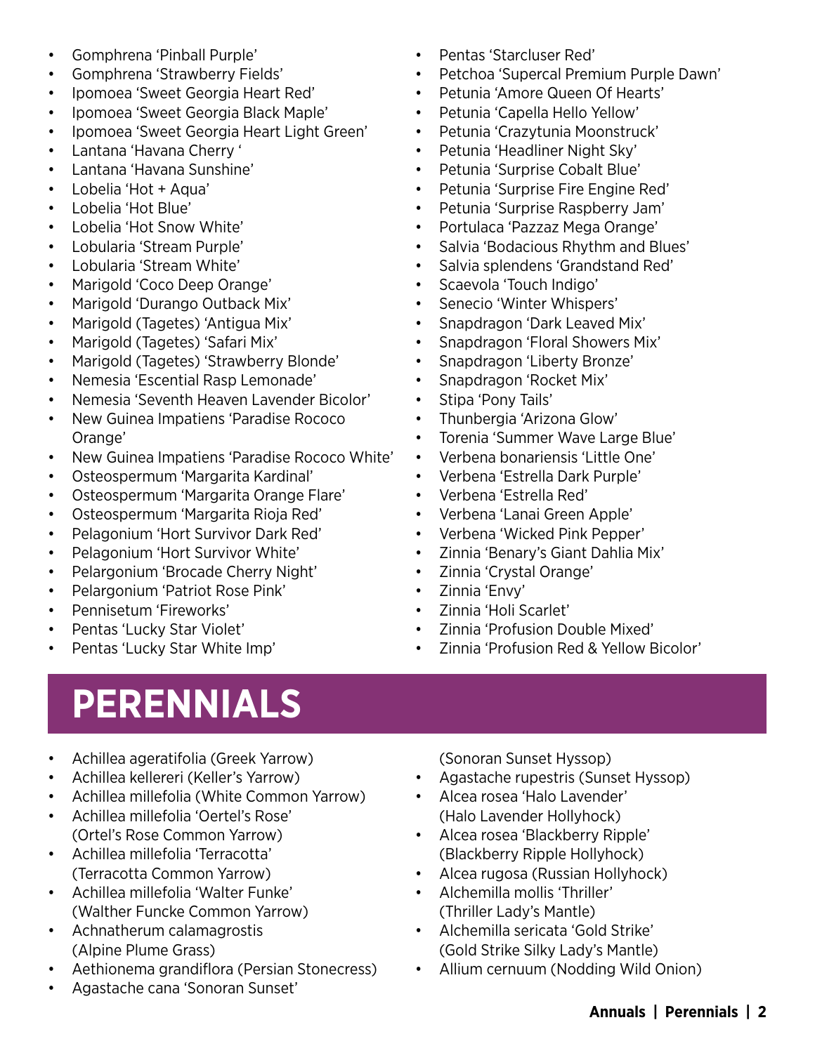- Gomphrena 'Pinball Purple'
- Gomphrena 'Strawberry Fields'
- Ipomoea 'Sweet Georgia Heart Red'
- Ipomoea 'Sweet Georgia Black Maple'
- Ipomoea 'Sweet Georgia Heart Light Green'
- Lantana 'Havana Cherry '
- Lantana 'Havana Sunshine'
- Lobelia 'Hot + Aqua'
- Lobelia 'Hot Blue'
- Lobelia 'Hot Snow White'
- Lobularia 'Stream Purple'
- Lobularia 'Stream White'
- Marigold 'Coco Deep Orange'
- Marigold 'Durango Outback Mix'
- Marigold (Tagetes) 'Antigua Mix'
- Marigold (Tagetes) 'Safari Mix'
- Marigold (Tagetes) 'Strawberry Blonde'
- Nemesia 'Escential Rasp Lemonade'
- Nemesia 'Seventh Heaven Lavender Bicolor'
- New Guinea Impatiens 'Paradise Rococo Orange'
- New Guinea Impatiens 'Paradise Rococo White'
- Osteospermum 'Margarita Kardinal'
- Osteospermum 'Margarita Orange Flare'
- Osteospermum 'Margarita Rioja Red'
- Pelagonium 'Hort Survivor Dark Red'
- Pelagonium 'Hort Survivor White'
- Pelargonium 'Brocade Cherry Night'
- Pelargonium 'Patriot Rose Pink'
- Pennisetum 'Fireworks'
- Pentas 'Lucky Star Violet'
- Pentas 'Lucky Star White Imp'
- Pentas 'Starcluser Red'
- Petchoa 'Supercal Premium Purple Dawn'
- Petunia 'Amore Queen Of Hearts'
- Petunia 'Capella Hello Yellow'
- Petunia 'Crazytunia Moonstruck'
- Petunia 'Headliner Night Sky'
- Petunia 'Surprise Cobalt Blue'
- Petunia 'Surprise Fire Engine Red'
- Petunia 'Surprise Raspberry Jam'
- Portulaca 'Pazzaz Mega Orange'
- Salvia 'Bodacious Rhythm and Blues'
- Salvia splendens 'Grandstand Red'
- Scaevola 'Touch Indigo'
- Senecio 'Winter Whispers'
- Snapdragon 'Dark Leaved Mix'
- Snapdragon 'Floral Showers Mix'
- Snapdragon 'Liberty Bronze'
- Snapdragon 'Rocket Mix'
- Stipa 'Pony Tails'
- Thunbergia 'Arizona Glow'
- Torenia 'Summer Wave Large Blue'
- Verbena bonariensis 'Little One'
- Verbena 'Estrella Dark Purple'
- Verbena 'Estrella Red'
- Verbena 'Lanai Green Apple'
- Verbena 'Wicked Pink Pepper'
- Zinnia 'Benary's Giant Dahlia Mix'
- Zinnia 'Crystal Orange'
- Zinnia 'Envy'
- Zinnia 'Holi Scarlet'
- Zinnia 'Profusion Double Mixed'
- Zinnia 'Profusion Red & Yellow Bicolor'

# PERENNIALS

- Achillea ageratifolia (Greek Yarrow)
- Achillea kellereri (Keller's Yarrow)
- Achillea millefolia (White Common Yarrow)
- Achillea millefolia 'Oertel's Rose' (Ortel's Rose Common Yarrow)
- Achillea millefolia 'Terracotta' (Terracotta Common Yarrow)
- Achillea millefolia 'Walter Funke' (Walther Funcke Common Yarrow)
- Achnatherum calamagrostis (Alpine Plume Grass)
- Aethionema grandiflora (Persian Stonecress)
- Agastache cana 'Sonoran Sunset' (Sonoran Sunset Hyssop)
- Agastache rupestris (Sunset Hyssop)
- Alcea rosea 'Halo Lavender' (Halo Lavender Hollyhock)
- Alcea rosea 'Blackberry Ripple' (Blackberry Ripple Hollyhock)
- Alcea rugosa (Russian Hollyhock)
- Alchemilla mollis 'Thriller' (Thriller Lady's Mantle)
- Alchemilla sericata 'Gold Strike' (Gold Strike Silky Lady's Mantle)
- Allium cernuum (Nodding Wild Onion)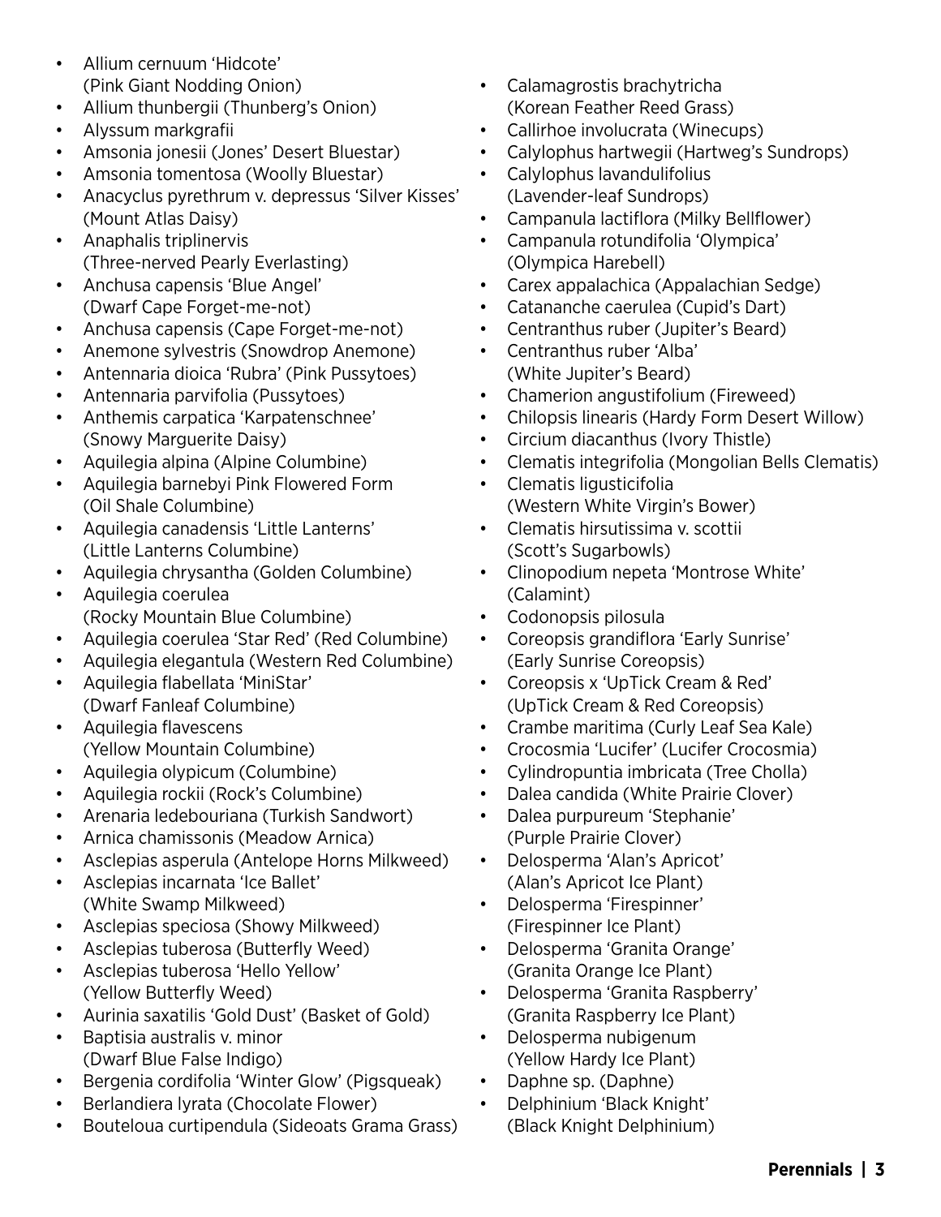- Allium cernuum 'Hidcote' (Pink Giant Nodding Onion)
- Allium thunbergii (Thunberg's Onion)
- Alyssum markgrafii
- Amsonia jonesii (Jones' Desert Bluestar)
- Amsonia tomentosa (Woolly Bluestar)
- Anacyclus pyrethrum v. depressus 'Silver Kisses' (Mount Atlas Daisy)
- Anaphalis triplinervis (Three-nerved Pearly Everlasting)
- Anchusa capensis 'Blue Angel' (Dwarf Cape Forget-me-not)
- Anchusa capensis (Cape Forget-me-not)
- Anemone sylvestris (Snowdrop Anemone)
- Antennaria dioica 'Rubra' (Pink Pussytoes)
- Antennaria parvifolia (Pussytoes)
- Anthemis carpatica 'Karpatenschnee' (Snowy Marguerite Daisy)
- Aquilegia alpina (Alpine Columbine)
- Aquilegia barnebyi Pink Flowered Form (Oil Shale Columbine)
- Aquilegia canadensis 'Little Lanterns' (Little Lanterns Columbine)
- Aquilegia chrysantha (Golden Columbine)
- Aquilegia coerulea (Rocky Mountain Blue Columbine)
- Aquilegia coerulea 'Star Red' (Red Columbine)
- Aquilegia elegantula (Western Red Columbine)
- Aquilegia flabellata 'MiniStar' (Dwarf Fanleaf Columbine)
- Aquilegia flavescens (Yellow Mountain Columbine)
- Aquilegia olypicum (Columbine)
- Aquilegia rockii (Rock's Columbine)
- Arenaria ledebouriana (Turkish Sandwort)
- Arnica chamissonis (Meadow Arnica)
- Asclepias asperula (Antelope Horns Milkweed)
- Asclepias incarnata 'Ice Ballet' (White Swamp Milkweed)
- Asclepias speciosa (Showy Milkweed)
- Asclepias tuberosa (Butterfly Weed)
- Asclepias tuberosa 'Hello Yellow' (Yellow Butterfly Weed)
- Aurinia saxatilis 'Gold Dust' (Basket of Gold)
- Baptisia australis v. minor (Dwarf Blue False Indigo)
- Bergenia cordifolia 'Winter Glow' (Pigsqueak)
- Berlandiera lyrata (Chocolate Flower)
- Bouteloua curtipendula (Sideoats Grama Grass)
- Calamagrostis brachytricha (Korean Feather Reed Grass)
- Callirhoe involucrata (Winecups)
- Calylophus hartwegii (Hartweg's Sundrops)
- Calylophus lavandulifolius (Lavender-leaf Sundrops)
- Campanula lactiflora (Milky Bellflower)
- Campanula rotundifolia 'Olympica' (Olympica Harebell)
- Carex appalachica (Appalachian Sedge)
- Catananche caerulea (Cupid's Dart)
- Centranthus ruber (Jupiter's Beard)
- Centranthus ruber 'Alba' (White Jupiter's Beard)
- Chamerion angustifolium (Fireweed)
- Chilopsis linearis (Hardy Form Desert Willow)
- Circium diacanthus (Ivory Thistle)
- Clematis integrifolia (Mongolian Bells Clematis)
- Clematis ligusticifolia (Western White Virgin's Bower)
- Clematis hirsutissima v. scottii (Scott's Sugarbowls)
- Clinopodium nepeta 'Montrose White' (Calamint)
- Codonopsis pilosula
- Coreopsis grandiflora 'Early Sunrise' (Early Sunrise Coreopsis)
- Coreopsis x 'UpTick Cream & Red' (UpTick Cream & Red Coreopsis)
- Crambe maritima (Curly Leaf Sea Kale)
- Crocosmia 'Lucifer' (Lucifer Crocosmia)
- Cylindropuntia imbricata (Tree Cholla)
- Dalea candida (White Prairie Clover)
- Dalea purpureum 'Stephanie' (Purple Prairie Clover)
- Delosperma 'Alan's Apricot' (Alan's Apricot Ice Plant)
- Delosperma 'Firespinner' (Firespinner Ice Plant)
- Delosperma 'Granita Orange' (Granita Orange Ice Plant)
- Delosperma 'Granita Raspberry' (Granita Raspberry Ice Plant)
- Delosperma nubigenum (Yellow Hardy Ice Plant)
- Daphne sp. (Daphne)
- Delphinium 'Black Knight' (Black Knight Delphinium)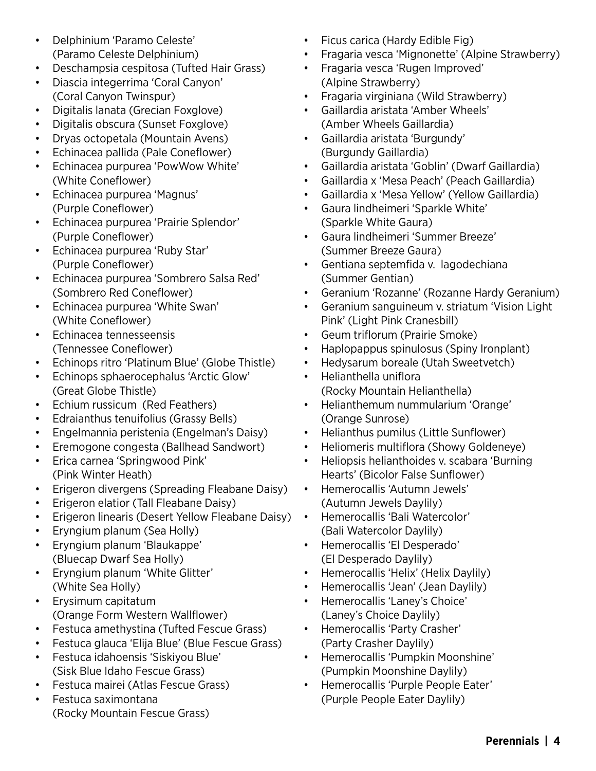- Delphinium 'Paramo Celeste' (Paramo Celeste Delphinium)
- Deschampsia cespitosa (Tufted Hair Grass)
- Diascia integerrima 'Coral Canyon' (Coral Canyon Twinspur)
- Digitalis lanata (Grecian Foxglove)
- Digitalis obscura (Sunset Foxglove)
- Dryas octopetala (Mountain Avens)
- Echinacea pallida (Pale Coneflower)
- Echinacea purpurea 'PowWow White' (White Coneflower)
- Echinacea purpurea 'Magnus' (Purple Coneflower)
- Echinacea purpurea 'Prairie Splendor' (Purple Coneflower)
- Echinacea purpurea 'Ruby Star' (Purple Coneflower)
- Echinacea purpurea 'Sombrero Salsa Red' (Sombrero Red Coneflower)
- Echinacea purpurea 'White Swan' (White Coneflower)
- Echinacea tennesseensis (Tennessee Coneflower)
- Echinops ritro 'Platinum Blue' (Globe Thistle)
- Echinops sphaerocephalus 'Arctic Glow' (Great Globe Thistle)
- Echium russicum (Red Feathers)
- Edraianthus tenuifolius (Grassy Bells)
- Engelmannia peristenia (Engelman's Daisy)
- Eremogone congesta (Ballhead Sandwort)
- Erica carnea 'Springwood Pink' (Pink Winter Heath)
- Erigeron divergens (Spreading Fleabane Daisy)
- Erigeron elatior (Tall Fleabane Daisy)
- Erigeron linearis (Desert Yellow Fleabane Daisy)
- Eryngium planum (Sea Holly)
- Eryngium planum 'Blaukappe' (Bluecap Dwarf Sea Holly)
- Eryngium planum 'White Glitter' (White Sea Holly)
- Erysimum capitatum (Orange Form Western Wallflower)
- Festuca amethystina (Tufted Fescue Grass)
- Festuca glauca 'Elija Blue' (Blue Fescue Grass)
- Festuca idahoensis 'Siskiyou Blue' (Sisk Blue Idaho Fescue Grass)
- Festuca mairei (Atlas Fescue Grass)
- Festuca saximontana (Rocky Mountain Fescue Grass)
- Ficus carica (Hardy Edible Fig)
- Fragaria vesca 'Mignonette' (Alpine Strawberry)
- Fragaria vesca 'Rugen Improved' (Alpine Strawberry)
- Fragaria virginiana (Wild Strawberry)
- Gaillardia aristata 'Amber Wheels' (Amber Wheels Gaillardia)
- Gaillardia aristata 'Burgundy' (Burgundy Gaillardia)
- Gaillardia aristata 'Goblin' (Dwarf Gaillardia)
- Gaillardia x 'Mesa Peach' (Peach Gaillardia)
- Gaillardia x 'Mesa Yellow' (Yellow Gaillardia)
- Gaura lindheimeri 'Sparkle White' (Sparkle White Gaura)
- Gaura lindheimeri 'Summer Breeze' (Summer Breeze Gaura)
- Gentiana septemfida v. lagodechiana (Summer Gentian)
- Geranium 'Rozanne' (Rozanne Hardy Geranium)
- Geranium sanguineum v. striatum 'Vision Light Pink' (Light Pink Cranesbill)
- Geum triflorum (Prairie Smoke)
- Haplopappus spinulosus (Spiny Ironplant)
- Hedysarum boreale (Utah Sweetvetch)
- Helianthella uniflora (Rocky Mountain Helianthella)
- Helianthemum nummularium 'Orange' (Orange Sunrose)
- Helianthus pumilus (Little Sunflower)
- Heliomeris multiflora (Showy Goldeneye)
- Heliopsis helianthoides v. scabara 'Burning Hearts' (Bicolor False Sunflower)
- Hemerocallis 'Autumn Jewels' (Autumn Jewels Daylily)
- Hemerocallis 'Bali Watercolor' (Bali Watercolor Daylily)
- Hemerocallis 'El Desperado' (El Desperado Daylily)
- Hemerocallis 'Helix' (Helix Daylily)
- Hemerocallis 'Jean' (Jean Daylily)
- Hemerocallis 'Laney's Choice' (Laney's Choice Daylily)
- Hemerocallis 'Party Crasher' (Party Crasher Daylily)
- Hemerocallis 'Pumpkin Moonshine' (Pumpkin Moonshine Daylily)
- Hemerocallis 'Purple People Eater' (Purple People Eater Daylily)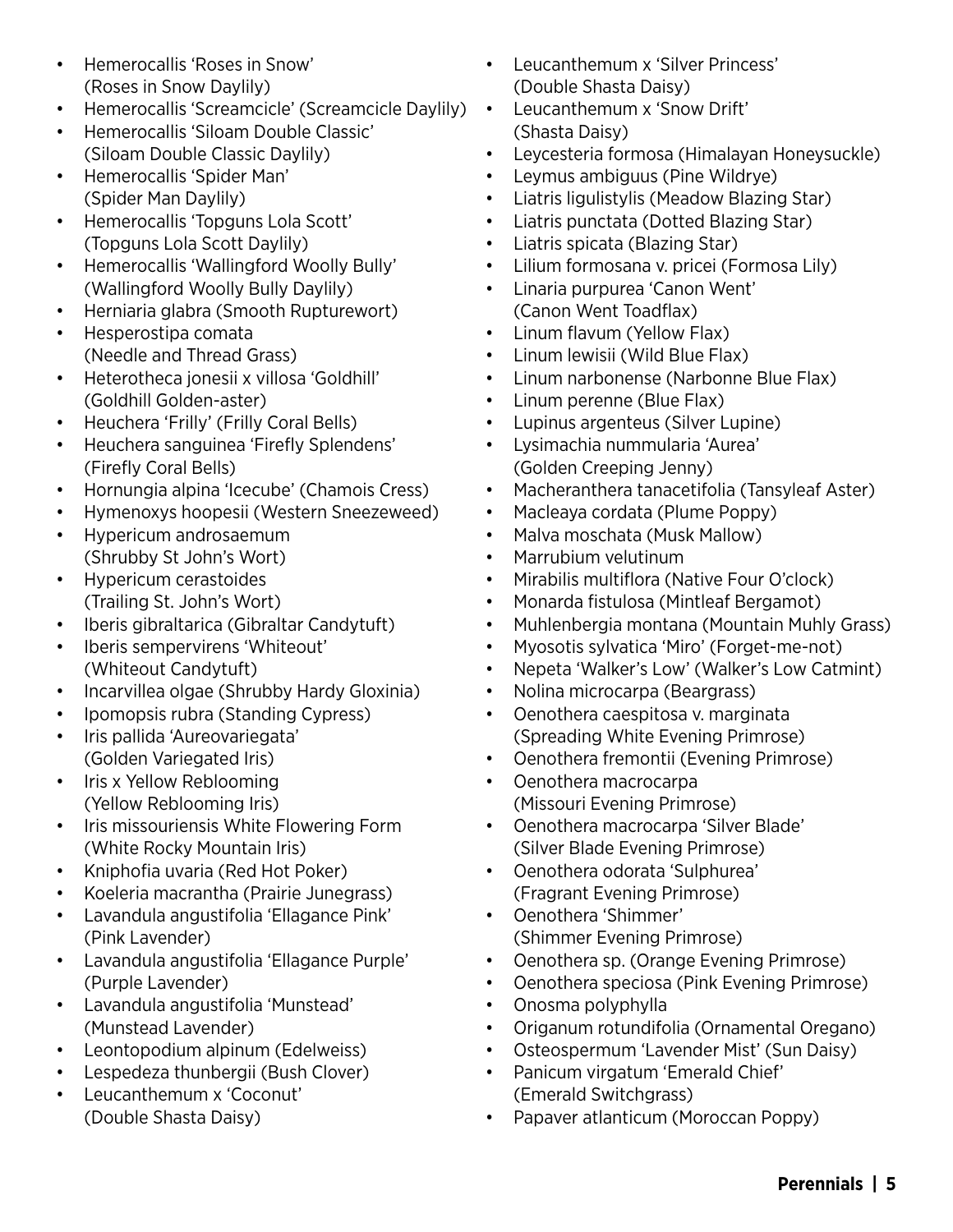- Hemerocallis ‘Roses in Snow’ (Roses in Snow Daylily)
- Hemerocallis ‘Screamcicle’ (Screamcicle Daylily)
- Hemerocallis ‘Siloam Double Classic’ (Siloam Double Classic Daylily)
- Hemerocallis ‘Spider Man’ (Spider Man Daylily)
- Hemerocallis ‘Topguns Lola Scott’ (Topguns Lola Scott Daylily)
- Hemerocallis ‘Wallingford Woolly Bully’ (Wallingford Woolly Bully Daylily)
- Herniaria glabra (Smooth Rupturewort)
- Hesperostipa comata (Needle and Thread Grass)
- Heterotheca jonesii x villosa ‘Goldhill’ (Goldhill Golden-aster)
- Heuchera ‘Frilly’ (Frilly Coral Bells)
- Heuchera sanguinea ‘Firefly Splendens’ (Firefly Coral Bells)
- Hornungia alpina ‘Icecube’ (Chamois Cress)
- Hymenoxys hoopesii (Western Sneezeweed)
- Hypericum androsaemum (Shrubby St John’s Wort)
- Hypericum cerastoides (Trailing St. John’s Wort)
- Iberis gibraltarica (Gibraltar Candytuft)
- Iberis sempervirens ‘Whiteout’ (Whiteout Candytuft)
- Incarvillea olgae (Shrubby Hardy Gloxinia)
- Ipomopsis rubra (Standing Cypress)
- Iris pallida ‘Aureovariegata’ (Golden Variegated Iris)
- Iris x Yellow Reblooming (Yellow Reblooming Iris)
- Iris missouriensis White Flowering Form (White Rocky Mountain Iris)
- Kniphofia uvaria (Red Hot Poker)
- Koeleria macrantha (Prairie Junegrass)
- Lavandula angustifolia ‘Ellagance Pink’ (Pink Lavender)
- Lavandula angustifolia ‘Ellagance Purple’ (Purple Lavender)
- Lavandula angustifolia ‘Munstead’ (Munstead Lavender)
- Leontopodium alpinum (Edelweiss)
- Lespedeza thunbergii (Bush Clover)
- Leucanthemum x ‘Coconut’ (Double Shasta Daisy)
- Leucanthemum x ‘Silver Princess’ (Double Shasta Daisy)
- Leucanthemum x ‘Snow Drift’ (Shasta Daisy)
- Leycesteria formosa (Himalayan Honeysuckle)
- Leymus ambiguus (Pine Wildrye)
- Liatris ligulistylis (Meadow Blazing Star)
- Liatris punctata (Dotted Blazing Star)
- Liatris spicata (Blazing Star)
- Lilium formosana v. pricei (Formosa Lily)
- Linaria purpurea ‘Canon Went’ (Canon Went Toadflax)
- Linum flavum (Yellow Flax)
- Linum lewisii (Wild Blue Flax)
- Linum narbonense (Narbonne Blue Flax)
- Linum perenne (Blue Flax)
- Lupinus argenteus (Silver Lupine)
- Lysimachia nummularia ‘Aurea’ (Golden Creeping Jenny)
- Macheranthera tanacetifolia (Tansyleaf Aster)
- Macleaya cordata (Plume Poppy)
- Malva moschata (Musk Mallow)
- Marrubium velutinum
- Mirabilis multiflora (Native Four O’clock)
- Monarda fistulosa (Mintleaf Bergamot)
- Muhlenbergia montana (Mountain Muhly Grass)
- Myosotis sylvatica ‘Miro’ (Forget-me-not)
- Nepeta ‘Walker’s Low’ (Walker’s Low Catmint)
- Nolina microcarpa (Beargrass)
- Oenothera caespitosa v. marginata (Spreading White Evening Primrose)
- Oenothera fremontii (Evening Primrose)
- Oenothera macrocarpa (Missouri Evening Primrose)
- Oenothera macrocarpa ‘Silver Blade’ (Silver Blade Evening Primrose)
- Oenothera odorata ‘Sulphurea’ (Fragrant Evening Primrose)
- Oenothera ‘Shimmer’ (Shimmer Evening Primrose)
- Oenothera sp. (Orange Evening Primrose)
- Oenothera speciosa (Pink Evening Primrose)
- Onosma polyphylla
- Origanum rotundifolia (Ornamental Oregano)
- Osteospermum ‘Lavender Mist’ (Sun Daisy)
- Panicum virgatum ‘Emerald Chief’ (Emerald Switchgrass)
- Papaver atlanticum (Moroccan Poppy)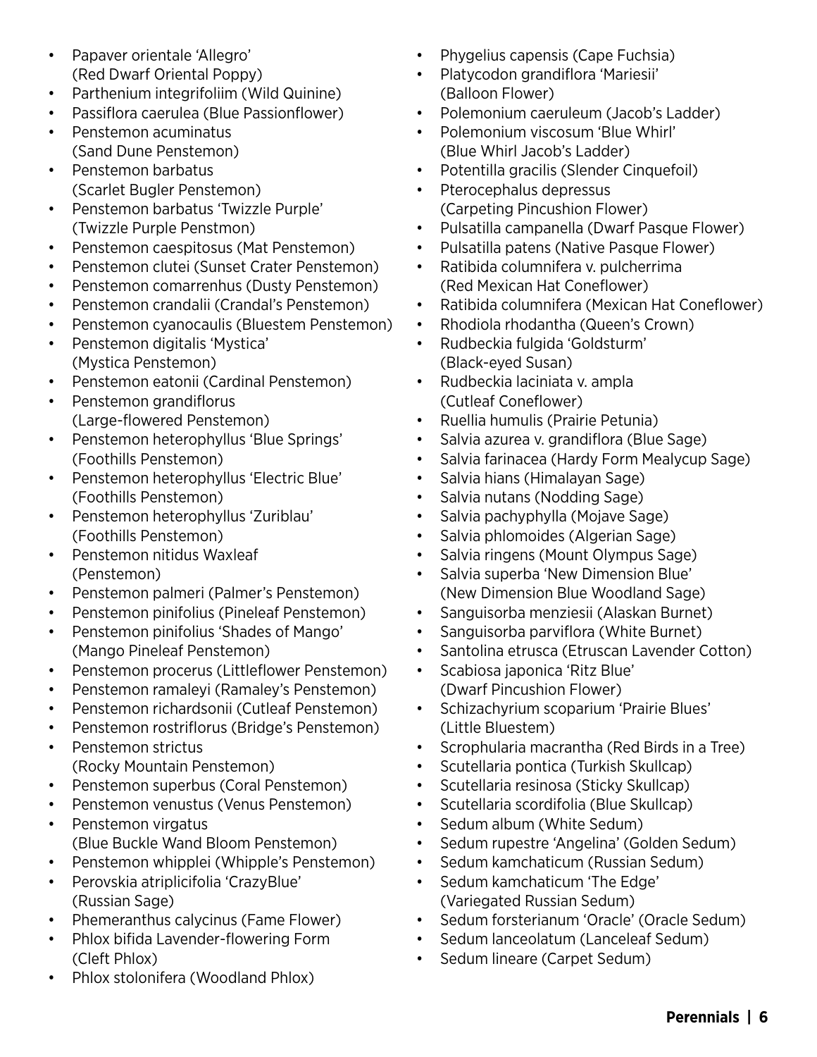- Papaver orientale ‘Allegro’ (Red Dwarf Oriental Poppy)
- Parthenium integrifoliim (Wild Quinine)
- Passiflora caerulea (Blue Passionflower)
- Penstemon acuminatus (Sand Dune Penstemon)
- Penstemon barbatus (Scarlet Bugler Penstemon)
- Penstemon barbatus ‘Twizzle Purple’ (Twizzle Purple Penstmon)
- Penstemon caespitosus (Mat Penstemon)
- Penstemon clutei (Sunset Crater Penstemon)
- Penstemon comarrenhus (Dusty Penstemon)
- Penstemon crandalii (Crandal’s Penstemon)
- Penstemon cyanocaulis (Bluestem Penstemon)
- Penstemon digitalis ‘Mystica’ (Mystica Penstemon)
- Penstemon eatonii (Cardinal Penstemon)
- Penstemon grandiflorus (Large-flowered Penstemon)
- Penstemon heterophyllus ‘Blue Springs’ (Foothills Penstemon)
- Penstemon heterophyllus ‘Electric Blue’ (Foothills Penstemon)
- Penstemon heterophyllus ‘Zuriblau’ (Foothills Penstemon)
- Penstemon nitidus Waxleaf (Penstemon)
- Penstemon palmeri (Palmer’s Penstemon)
- Penstemon pinifolius (Pineleaf Penstemon)
- Penstemon pinifolius ‘Shades of Mango’ (Mango Pineleaf Penstemon)
- Penstemon procerus (Littleflower Penstemon)
- Penstemon ramaleyi (Ramaley’s Penstemon)
- Penstemon richardsonii (Cutleaf Penstemon)
- Penstemon rostriflorus (Bridge’s Penstemon)
- Penstemon strictus (Rocky Mountain Penstemon)
- Penstemon superbus (Coral Penstemon)
- Penstemon venustus (Venus Penstemon)
- Penstemon virgatus (Blue Buckle Wand Bloom Penstemon)
- Penstemon whipplei (Whipple’s Penstemon)
- Perovskia atriplicifolia ‘CrazyBlue’ (Russian Sage)
- Phemeranthus calycinus (Fame Flower)
- Phlox bifida Lavender-flowering Form (Cleft Phlox)
- Phlox stolonifera (Woodland Phlox)
- Phygelius capensis (Cape Fuchsia)
- Platycodon grandiflora ‘Mariesii’ (Balloon Flower)
- Polemonium caeruleum (Jacob’s Ladder)
- Polemonium viscosum ‘Blue Whirl’ (Blue Whirl Jacob’s Ladder)
- Potentilla gracilis (Slender Cinquefoil)
- Pterocephalus depressus (Carpeting Pincushion Flower)
- Pulsatilla campanella (Dwarf Pasque Flower)
- Pulsatilla patens (Native Pasque Flower)
- Ratibida columnifera v. pulcherrima (Red Mexican Hat Coneflower)
- Ratibida columnifera (Mexican Hat Coneflower)
- Rhodiola rhodantha (Queen’s Crown)
- Rudbeckia fulgida ‘Goldsturm’ (Black-eyed Susan)
- Rudbeckia laciniata v. ampla (Cutleaf Coneflower)
- Ruellia humulis (Prairie Petunia)
- Salvia azurea v. grandiflora (Blue Sage)
- Salvia farinacea (Hardy Form Mealycup Sage)
- Salvia hians (Himalayan Sage)
- Salvia nutans (Nodding Sage)
- Salvia pachyphylla (Mojave Sage)
- Salvia phlomoides (Algerian Sage)
- Salvia ringens (Mount Olympus Sage)
- Salvia superba ‘New Dimension Blue’ (New Dimension Blue Woodland Sage)
- Sanguisorba menziesii (Alaskan Burnet)
- Sanguisorba parviflora (White Burnet)
- Santolina etrusca (Etruscan Lavender Cotton)
- Scabiosa japonica ‘Ritz Blue’ (Dwarf Pincushion Flower)
- Schizachyrium scoparium ‘Prairie Blues’ (Little Bluestem)
- Scrophularia macrantha (Red Birds in a Tree)
- Scutellaria pontica (Turkish Skullcap)
- Scutellaria resinosa (Sticky Skullcap)
- Scutellaria scordifolia (Blue Skullcap)
- Sedum album (White Sedum)
- Sedum rupestre ‘Angelina’ (Golden Sedum)
- Sedum kamchaticum (Russian Sedum)
- Sedum kamchaticum ‘The Edge’ (Variegated Russian Sedum)
- Sedum forsterianum ‘Oracle’ (Oracle Sedum)
- Sedum lanceolatum (Lanceleaf Sedum)
- Sedum lineare (Carpet Sedum)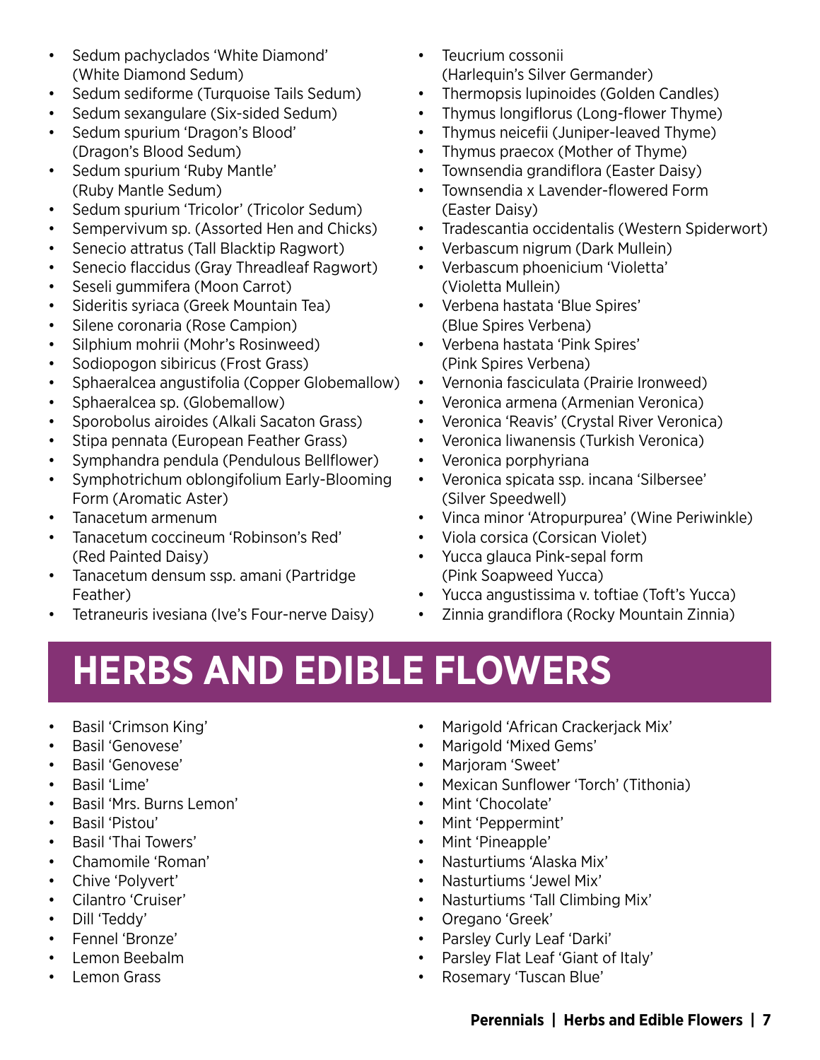- Sedum pachyclados 'White Diamond' (White Diamond Sedum)
- Sedum sediforme (Turquoise Tails Sedum)
- Sedum sexangulare (Six-sided Sedum)
- Sedum spurium 'Dragon's Blood' (Dragon's Blood Sedum)
- Sedum spurium 'Ruby Mantle' (Ruby Mantle Sedum)
- Sedum spurium 'Tricolor' (Tricolor Sedum)
- Sempervivum sp. (Assorted Hen and Chicks)
- Senecio attratus (Tall Blacktip Ragwort)
- Senecio flaccidus (Gray Threadleaf Ragwort)
- Seseli gummifera (Moon Carrot)
- Sideritis syriaca (Greek Mountain Tea)
- Silene coronaria (Rose Campion)
- Silphium mohrii (Mohr's Rosinweed)
- Sodiopogon sibiricus (Frost Grass)
- Sphaeralcea angustifolia (Copper Globemallow)
- Sphaeralcea sp. (Globemallow)
- Sporobolus airoides (Alkali Sacaton Grass)
- Stipa pennata (European Feather Grass)
- Symphandra pendula (Pendulous Bellflower)
- Symphotrichum oblongifolium Early-Blooming Form (Aromatic Aster)
- Tanacetum armenum
- Tanacetum coccineum 'Robinson's Red' (Red Painted Daisy)
- Tanacetum densum ssp. amani (Partridge Feather)
- Tetraneuris ivesiana (Ive's Four-nerve Daisy)
- Teucrium cossonii (Harlequin's Silver Germander)
- Thermopsis lupinoides (Golden Candles)
- Thymus longiflorus (Long-flower Thyme)
- Thymus neicefii (Juniper-leaved Thyme)
- Thymus praecox (Mother of Thyme)
- Townsendia grandiflora (Easter Daisy)
- Townsendia x Lavender-flowered Form (Easter Daisy)
- Tradescantia occidentalis (Western Spiderwort)
- Verbascum nigrum (Dark Mullein)
- Verbascum phoenicium 'Violetta' (Violetta Mullein)
- Verbena hastata 'Blue Spires' (Blue Spires Verbena)
- Verbena hastata 'Pink Spires' (Pink Spires Verbena)
- Vernonia fasciculata (Prairie Ironweed)
- Veronica armena (Armenian Veronica)
- Veronica 'Reavis' (Crystal River Veronica)
- Veronica liwanensis (Turkish Veronica)
- Veronica porphyriana
- Veronica spicata ssp. incana 'Silbersee' (Silver Speedwell)
- Vinca minor 'Atropurpurea' (Wine Periwinkle)
- Viola corsica (Corsican Violet)
- Yucca glauca Pink-sepal form (Pink Soapweed Yucca)
- Yucca angustissima v. toftiae (Toft's Yucca)
- Zinnia grandiflora (Rocky Mountain Zinnia)

# HERBS AND EDIBLE FLOWERS

- Basil 'Crimson King'
- Basil 'Genovese'
- Basil 'Genovese'
- Basil 'Lime'
- Basil 'Mrs. Burns Lemon'
- Basil 'Pistou'
- Basil 'Thai Towers'
- Chamomile 'Roman'
- Chive 'Polyvert'
- Cilantro 'Cruiser'
- Dill 'Teddy'
- Fennel 'Bronze'
- Lemon Beebalm
- Lemon Grass
- Marigold 'African Crackerjack Mix'
- Marigold 'Mixed Gems'
- Marjoram 'Sweet'
- Mexican Sunflower 'Torch' (Tithonia)
- Mint 'Chocolate'
- Mint 'Peppermint'
- Mint 'Pineapple'
- Nasturtiums 'Alaska Mix'
- Nasturtiums 'Jewel Mix'
- Nasturtiums 'Tall Climbing Mix'
- Oregano 'Greek'
- Parsley Curly Leaf 'Darki'
- Parsley Flat Leaf 'Giant of Italy'
- Rosemary 'Tuscan Blue'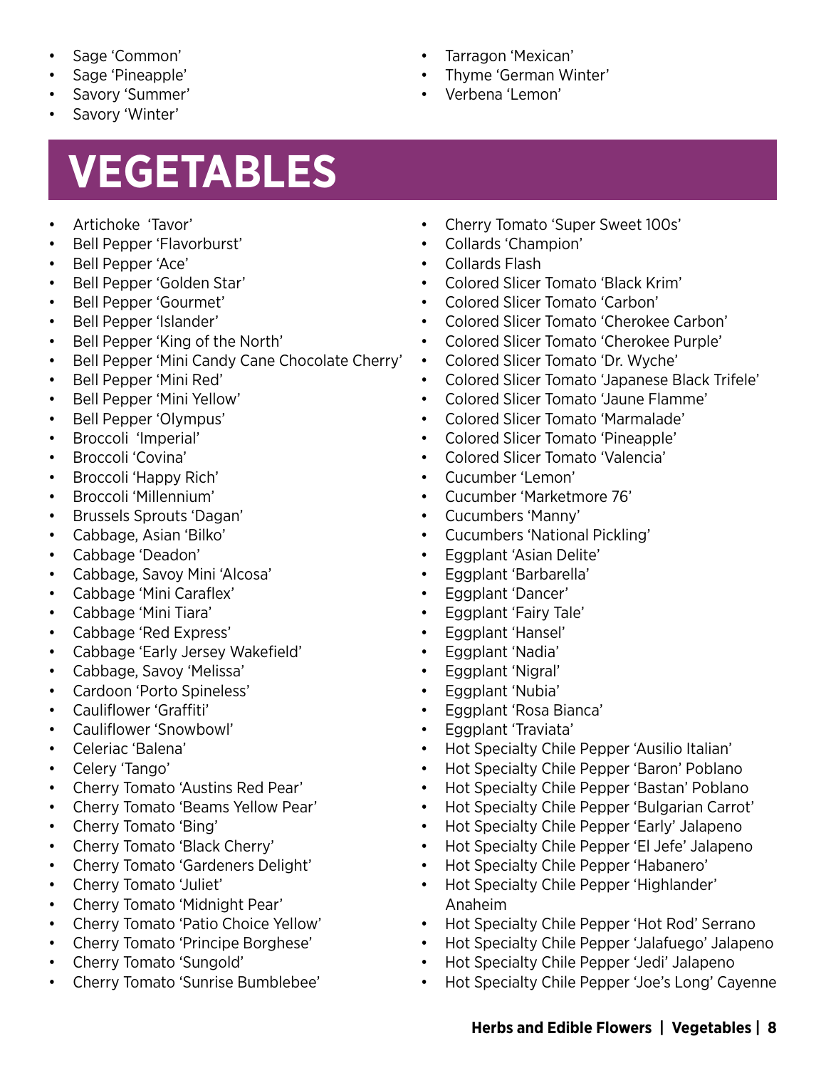- Sage 'Common'
- Sage 'Pineapple'
- Savory 'Summer'
- Savory 'Winter'
- Tarragon 'Mexican'
- Thyme 'German Winter'
- Verbena 'Lemon'

# VEGETABLES

- Artichoke 'Tavor'
- Bell Pepper 'Flavorburst'
- Bell Pepper 'Ace'
- Bell Pepper 'Golden Star'
- Bell Pepper 'Gourmet'
- Bell Pepper 'Islander'
- Bell Pepper 'King of the North'
- Bell Pepper 'Mini Candy Cane Chocolate Cherry'
- Bell Pepper 'Mini Red'
- Bell Pepper 'Mini Yellow'
- Bell Pepper 'Olympus'
- Broccoli 'Imperial'
- Broccoli 'Covina'
- Broccoli 'Happy Rich'
- Broccoli 'Millennium'
- Brussels Sprouts 'Dagan'
- Cabbage, Asian 'Bilko'
- Cabbage 'Deadon'
- Cabbage, Savoy Mini 'Alcosa'
- Cabbage 'Mini Caraflex'
- Cabbage 'Mini Tiara'
- Cabbage 'Red Express'
- Cabbage 'Early Jersey Wakefield'
- Cabbage, Savoy 'Melissa'
- Cardoon 'Porto Spineless'
- Cauliflower 'Graffiti'
- Cauliflower 'Snowbowl'
- Celeriac 'Balena'
- Celery 'Tango'
- Cherry Tomato 'Austins Red Pear'
- Cherry Tomato 'Beams Yellow Pear'
- Cherry Tomato 'Bing'
- Cherry Tomato 'Black Cherry'
- Cherry Tomato 'Gardeners Delight'
- Cherry Tomato 'Juliet'
- Cherry Tomato 'Midnight Pear'
- Cherry Tomato 'Patio Choice Yellow'
- Cherry Tomato 'Principe Borghese'
- Cherry Tomato 'Sungold'
- Cherry Tomato 'Sunrise Bumblebee'
- Cherry Tomato 'Super Sweet 100s'
- Collards 'Champion'
- Collards Flash
- Colored Slicer Tomato 'Black Krim'
- Colored Slicer Tomato 'Carbon'
- Colored Slicer Tomato 'Cherokee Carbon'
- Colored Slicer Tomato 'Cherokee Purple'
- Colored Slicer Tomato 'Dr. Wyche'
- Colored Slicer Tomato 'Japanese Black Trifele'
- Colored Slicer Tomato 'Jaune Flamme'
- Colored Slicer Tomato 'Marmalade'
- Colored Slicer Tomato 'Pineapple'
- Colored Slicer Tomato 'Valencia'
- Cucumber 'Lemon'
- Cucumber 'Marketmore 76'
- Cucumbers 'Manny'
- Cucumbers 'National Pickling'
- Eggplant 'Asian Delite'
- Eggplant 'Barbarella'
- Eggplant 'Dancer'
- Eggplant 'Fairy Tale'
- Eggplant 'Hansel'
- Eggplant 'Nadia'
- Eggplant 'Nigral'
- Eggplant 'Nubia'
- Eggplant 'Rosa Bianca'
- Eggplant 'Traviata'
- Hot Specialty Chile Pepper 'Ausilio Italian'
- Hot Specialty Chile Pepper 'Baron' Poblano
- Hot Specialty Chile Pepper 'Bastan' Poblano
- Hot Specialty Chile Pepper 'Bulgarian Carrot'
- Hot Specialty Chile Pepper 'Early' Jalapeno
- Hot Specialty Chile Pepper 'El Jefe' Jalapeno
- Hot Specialty Chile Pepper 'Habanero'
- Hot Specialty Chile Pepper 'Highlander' Anaheim
- Hot Specialty Chile Pepper 'Hot Rod' Serrano
- Hot Specialty Chile Pepper 'Jalafuego' Jalapeno
- Hot Specialty Chile Pepper 'Jedi' Jalapeno
- Hot Specialty Chile Pepper 'Joe's Long' Cayenne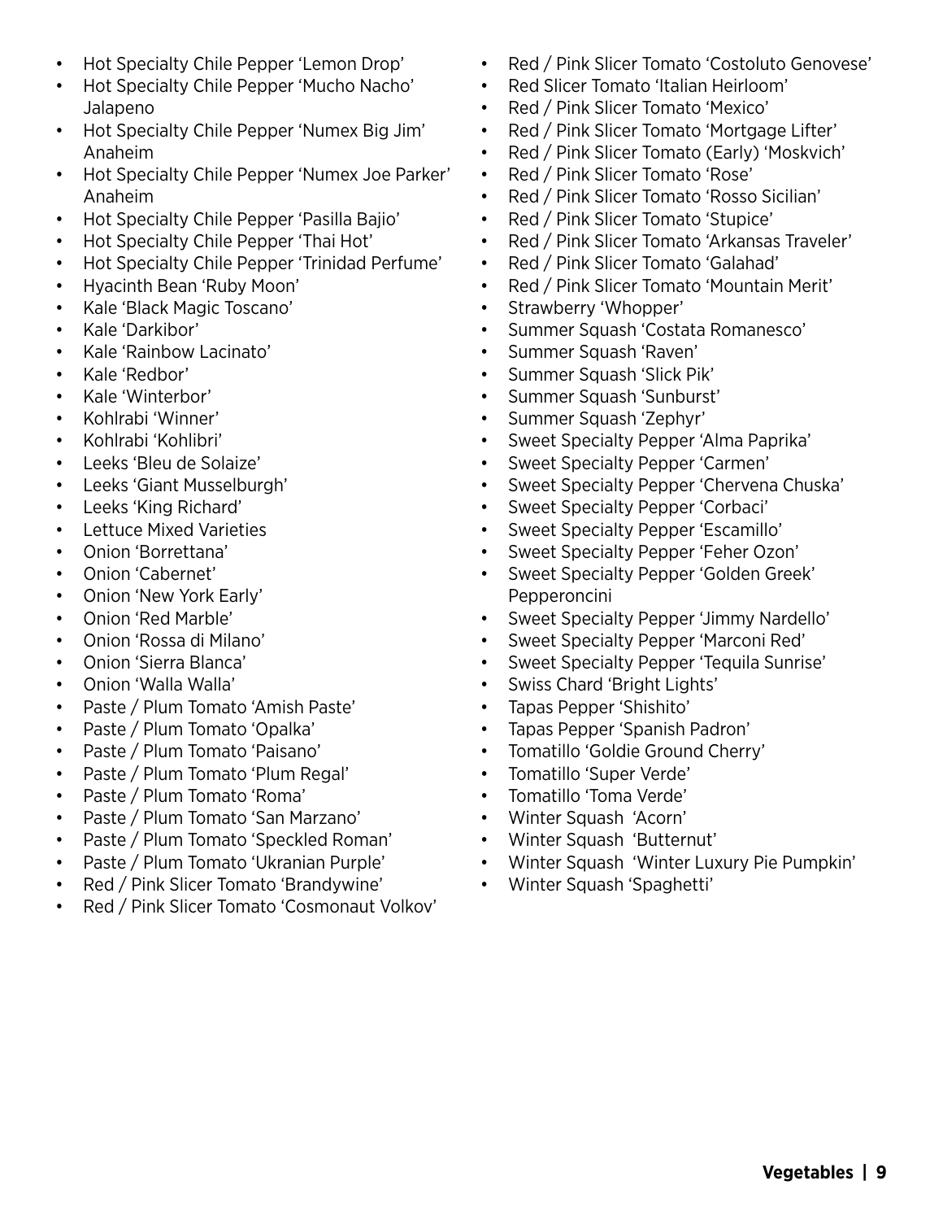- Hot Specialty Chile Pepper ‘Lemon Drop’
- Hot Specialty Chile Pepper ‘Mucho Nacho’ Jalapeno
- Hot Specialty Chile Pepper ‘Numex Big Jim’ Anaheim
- Hot Specialty Chile Pepper ‘Numex Joe Parker’ Anaheim
- Hot Specialty Chile Pepper ‘Pasilla Bajio’
- Hot Specialty Chile Pepper ‘Thai Hot’
- Hot Specialty Chile Pepper ‘Trinidad Perfume’
- Hyacinth Bean ‘Ruby Moon’
- Kale ‘Black Magic Toscano’
- Kale ‘Darkibor’
- Kale ‘Rainbow Lacinato’
- Kale ‘Redbor’
- Kale ‘Winterbor’
- Kohlrabi ‘Winner’
- Kohlrabi ‘Kohlibri’
- Leeks ‘Bleu de Solaize’
- Leeks ‘Giant Musselburgh’
- Leeks ‘King Richard’
- Lettuce Mixed Varieties
- Onion ‘Borrettana’
- Onion ‘Cabernet’
- Onion ‘New York Early’
- Onion ‘Red Marble’
- Onion ‘Rossa di Milano’
- Onion ‘Sierra Blanca’
- Onion ‘Walla Walla’
- Paste / Plum Tomato ‘Amish Paste’
- Paste / Plum Tomato ‘Opalka’
- Paste / Plum Tomato ‘Paisano’
- Paste / Plum Tomato ‘Plum Regal’
- Paste / Plum Tomato ‘Roma’
- Paste / Plum Tomato ‘San Marzano’
- Paste / Plum Tomato ‘Speckled Roman’
- Paste / Plum Tomato ‘Ukranian Purple’
- Red / Pink Slicer Tomato ‘Brandywine’
- Red / Pink Slicer Tomato ‘Cosmonaut Volkov’
- Red / Pink Slicer Tomato ‘Costoluto Genovese’
- Red Slicer Tomato ‘Italian Heirloom’
- Red / Pink Slicer Tomato ‘Mexico’
- Red / Pink Slicer Tomato ‘Mortgage Lifter’
- Red / Pink Slicer Tomato (Early) ‘Moskvich’
- Red / Pink Slicer Tomato ‘Rose’
- Red / Pink Slicer Tomato ‘Rosso Sicilian’
- Red / Pink Slicer Tomato ‘Stupice’
- Red / Pink Slicer Tomato ‘Arkansas Traveler’
- Red / Pink Slicer Tomato ‘Galahad’
- Red / Pink Slicer Tomato ‘Mountain Merit’
- Strawberry ‘Whopper’
- Summer Squash ‘Costata Romanesco’
- Summer Squash ‘Raven’
- Summer Squash ‘Slick Pik’
- Summer Squash ‘Sunburst’
- Summer Squash ‘Zephyr’
- Sweet Specialty Pepper ‘Alma Paprika’
- Sweet Specialty Pepper ‘Carmen’
- Sweet Specialty Pepper ‘Chervena Chuska’
- Sweet Specialty Pepper ‘Corbaci’
- Sweet Specialty Pepper ‘Escamillo’
- Sweet Specialty Pepper ‘Feher Ozon’
- Sweet Specialty Pepper ‘Golden Greek’ Pepperoncini
- Sweet Specialty Pepper ‘Jimmy Nardello’
- Sweet Specialty Pepper ‘Marconi Red’
- Sweet Specialty Pepper ‘Tequila Sunrise’
- Swiss Chard ‘Bright Lights’
- Tapas Pepper ‘Shishito’
- Tapas Pepper ‘Spanish Padron’
- Tomatillo ‘Goldie Ground Cherry’
- Tomatillo ‘Super Verde’
- Tomatillo ‘Toma Verde’
- Winter Squash ‘Acorn’
- Winter Squash ‘Butternut’
- Winter Squash ‘Winter Luxury Pie Pumpkin’
- Winter Squash ‘Spaghetti’